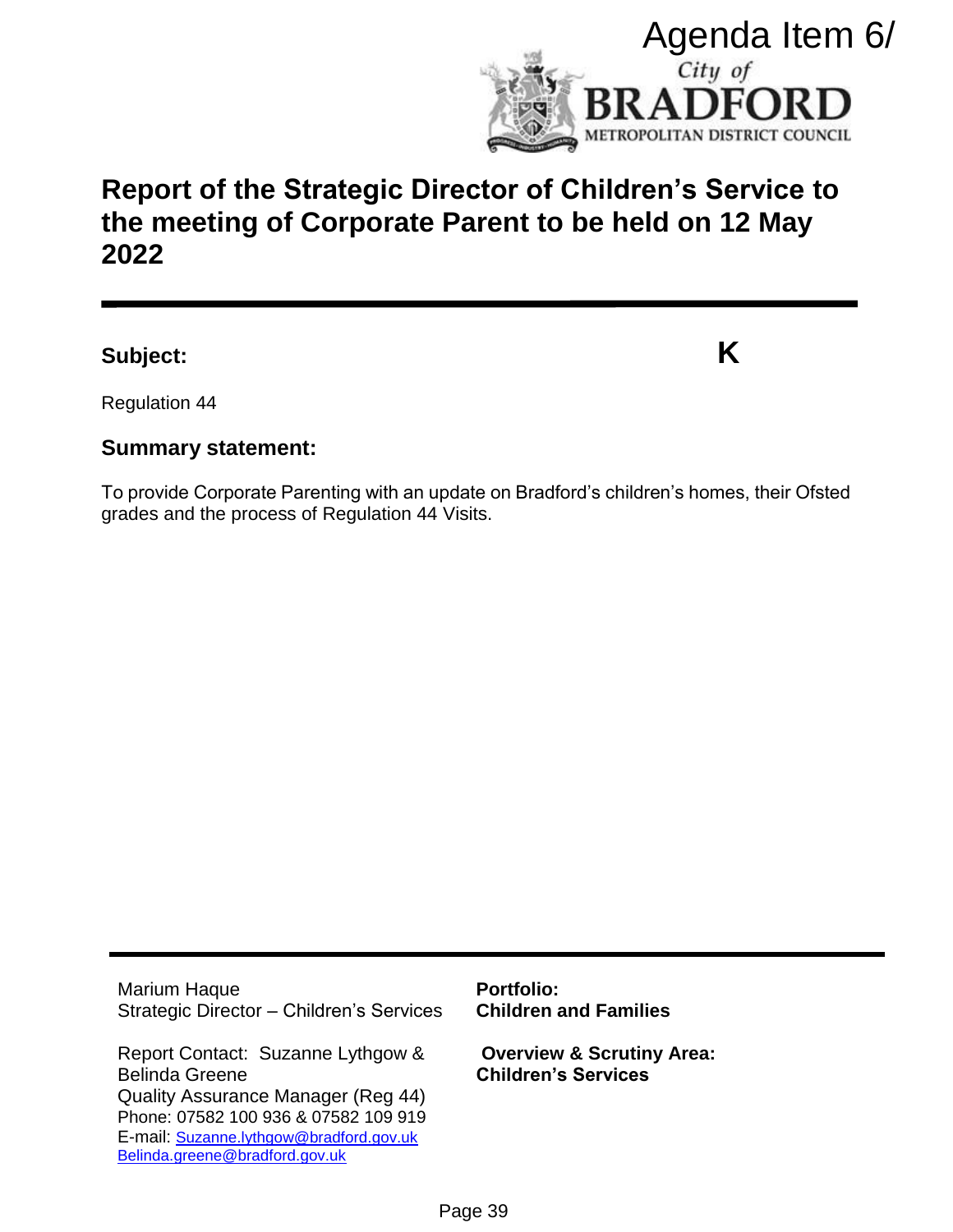Agenda Item 6/

City of
BRADFORD
METROPOLITAN DISTRICT COUNCIL

# Report of the Strategic Director of Children's Service to the meeting of Corporate Parent to be held on 12 May 2022

**Subject:** **K**

Regulation 44

## Summary statement:

To provide Corporate Parenting with an update on Bradford's children's homes, their Ofsted grades and the process of Regulation 44 Visits.

Marium Haque
Strategic Director – Children's Services

Report Contact: Suzanne Lythgow & Belinda Greene
Quality Assurance Manager (Reg 44)
Phone: 07582 100 936 & 07582 109 919
E-mail: Suzanne.lythgow@bradford.gov.uk
Belinda.greene@bradford.gov.uk

**Portfolio:**
**Children and Families**

**Overview & Scrutiny Area:**
**Children's Services**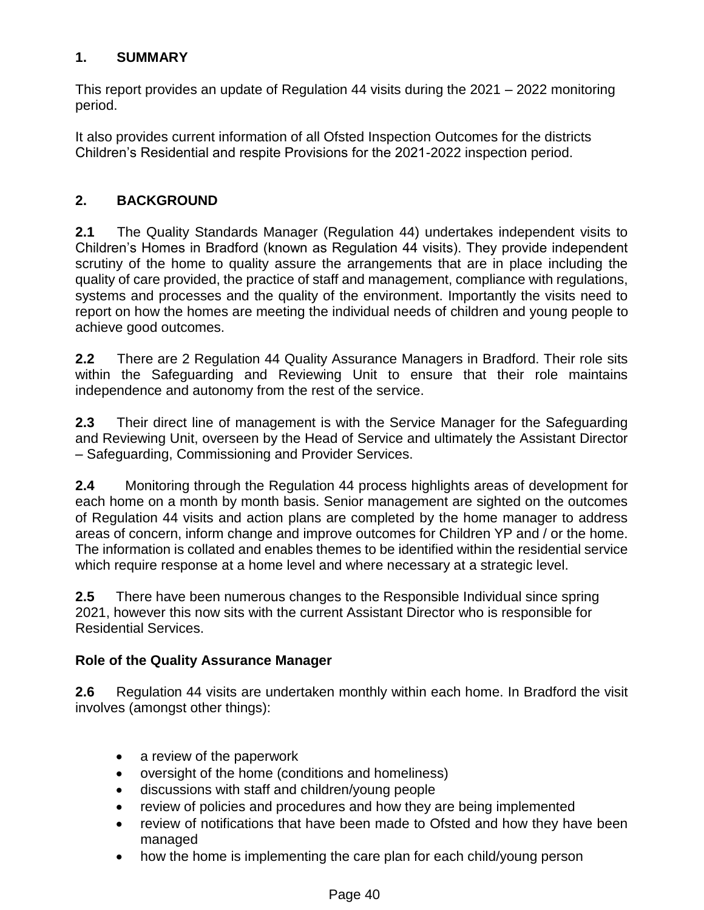## 1. SUMMARY

This report provides an update of Regulation 44 visits during the 2021 – 2022 monitoring period.

It also provides current information of all Ofsted Inspection Outcomes for the districts Children's Residential and respite Provisions for the 2021-2022 inspection period.

## 2. BACKGROUND

**2.1** The Quality Standards Manager (Regulation 44) undertakes independent visits to Children's Homes in Bradford (known as Regulation 44 visits). They provide independent scrutiny of the home to quality assure the arrangements that are in place including the quality of care provided, the practice of staff and management, compliance with regulations, systems and processes and the quality of the environment. Importantly the visits need to report on how the homes are meeting the individual needs of children and young people to achieve good outcomes.

**2.2** There are 2 Regulation 44 Quality Assurance Managers in Bradford. Their role sits within the Safeguarding and Reviewing Unit to ensure that their role maintains independence and autonomy from the rest of the service.

**2.3** Their direct line of management is with the Service Manager for the Safeguarding and Reviewing Unit, overseen by the Head of Service and ultimately the Assistant Director – Safeguarding, Commissioning and Provider Services.

**2.4** Monitoring through the Regulation 44 process highlights areas of development for each home on a month by month basis. Senior management are sighted on the outcomes of Regulation 44 visits and action plans are completed by the home manager to address areas of concern, inform change and improve outcomes for Children YP and / or the home. The information is collated and enables themes to be identified within the residential service which require response at a home level and where necessary at a strategic level.

**2.5** There have been numerous changes to the Responsible Individual since spring 2021, however this now sits with the current Assistant Director who is responsible for Residential Services.

**Role of the Quality Assurance Manager**

**2.6** Regulation 44 visits are undertaken monthly within each home. In Bradford the visit involves (amongst other things):

- a review of the paperwork
- oversight of the home (conditions and homeliness)
- discussions with staff and children/young people
- review of policies and procedures and how they are being implemented
- review of notifications that have been made to Ofsted and how they have been managed
- how the home is implementing the care plan for each child/young person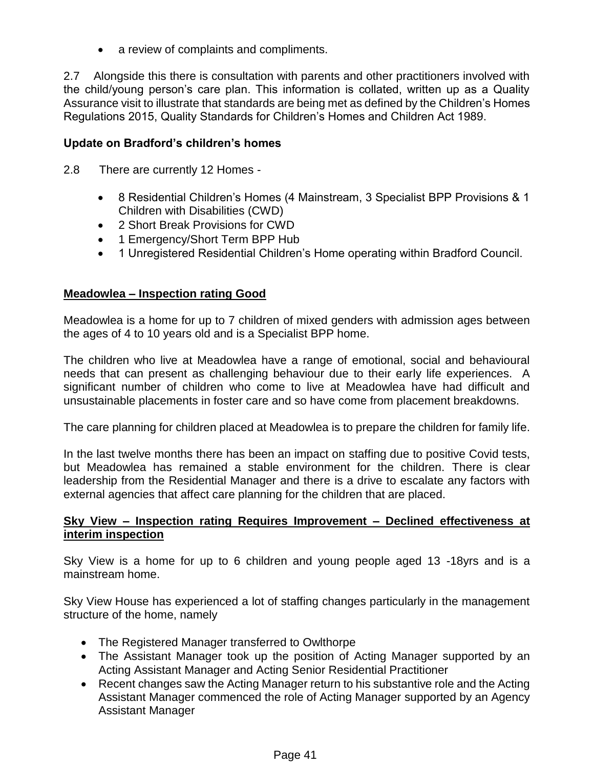- a review of complaints and compliments.

2.7 Alongside this there is consultation with parents and other practitioners involved with the child/young person's care plan. This information is collated, written up as a Quality Assurance visit to illustrate that standards are being met as defined by the Children's Homes Regulations 2015, Quality Standards for Children's Homes and Children Act 1989.

**Update on Bradford's children's homes**

2.8 There are currently 12 Homes -

- 8 Residential Children's Homes (4 Mainstream, 3 Specialist BPP Provisions & 1 Children with Disabilities (CWD)
- 2 Short Break Provisions for CWD
- 1 Emergency/Short Term BPP Hub
- 1 Unregistered Residential Children's Home operating within Bradford Council.

**Meadowlea – Inspection rating Good**

Meadowlea is a home for up to 7 children of mixed genders with admission ages between the ages of 4 to 10 years old and is a Specialist BPP home.

The children who live at Meadowlea have a range of emotional, social and behavioural needs that can present as challenging behaviour due to their early life experiences. A significant number of children who come to live at Meadowlea have had difficult and unsustainable placements in foster care and so have come from placement breakdowns.

The care planning for children placed at Meadowlea is to prepare the children for family life.

In the last twelve months there has been an impact on staffing due to positive Covid tests, but Meadowlea has remained a stable environment for the children. There is clear leadership from the Residential Manager and there is a drive to escalate any factors with external agencies that affect care planning for the children that are placed.

**Sky View – Inspection rating Requires Improvement – Declined effectiveness at interim inspection**

Sky View is a home for up to 6 children and young people aged 13 -18yrs and is a mainstream home.

Sky View House has experienced a lot of staffing changes particularly in the management structure of the home, namely

- The Registered Manager transferred to Owlthorpe
- The Assistant Manager took up the position of Acting Manager supported by an Acting Assistant Manager and Acting Senior Residential Practitioner
- Recent changes saw the Acting Manager return to his substantive role and the Acting Assistant Manager commenced the role of Acting Manager supported by an Agency Assistant Manager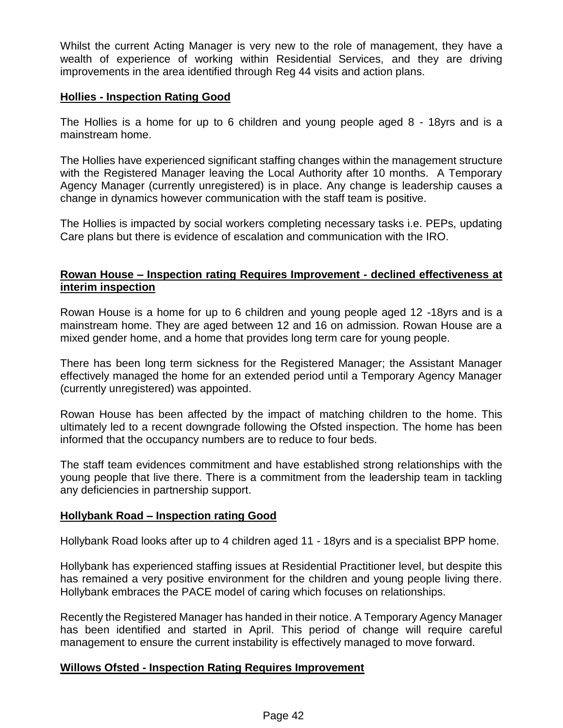Whilst the current Acting Manager is very new to the role of management, they have a wealth of experience of working within Residential Services, and they are driving improvements in the area identified through Reg 44 visits and action plans.

**Hollies - Inspection Rating Good**

The Hollies is a home for up to 6 children and young people aged 8 - 18yrs and is a mainstream home.

The Hollies have experienced significant staffing changes within the management structure with the Registered Manager leaving the Local Authority after 10 months. A Temporary Agency Manager (currently unregistered) is in place. Any change is leadership causes a change in dynamics however communication with the staff team is positive.

The Hollies is impacted by social workers completing necessary tasks i.e. PEPs, updating Care plans but there is evidence of escalation and communication with the IRO.

**Rowan House – Inspection rating Requires Improvement - declined effectiveness at interim inspection**

Rowan House is a home for up to 6 children and young people aged 12 -18yrs and is a mainstream home. They are aged between 12 and 16 on admission. Rowan House are a mixed gender home, and a home that provides long term care for young people.

There has been long term sickness for the Registered Manager; the Assistant Manager effectively managed the home for an extended period until a Temporary Agency Manager (currently unregistered) was appointed.

Rowan House has been affected by the impact of matching children to the home. This ultimately led to a recent downgrade following the Ofsted inspection. The home has been informed that the occupancy numbers are to reduce to four beds.

The staff team evidences commitment and have established strong relationships with the young people that live there. There is a commitment from the leadership team in tackling any deficiencies in partnership support.

**Hollybank Road – Inspection rating Good**

Hollybank Road looks after up to 4 children aged 11 - 18yrs and is a specialist BPP home.

Hollybank has experienced staffing issues at Residential Practitioner level, but despite this has remained a very positive environment for the children and young people living there. Hollybank embraces the PACE model of caring which focuses on relationships.

Recently the Registered Manager has handed in their notice. A Temporary Agency Manager has been identified and started in April. This period of change will require careful management to ensure the current instability is effectively managed to move forward.

**Willows Ofsted - Inspection Rating Requires Improvement**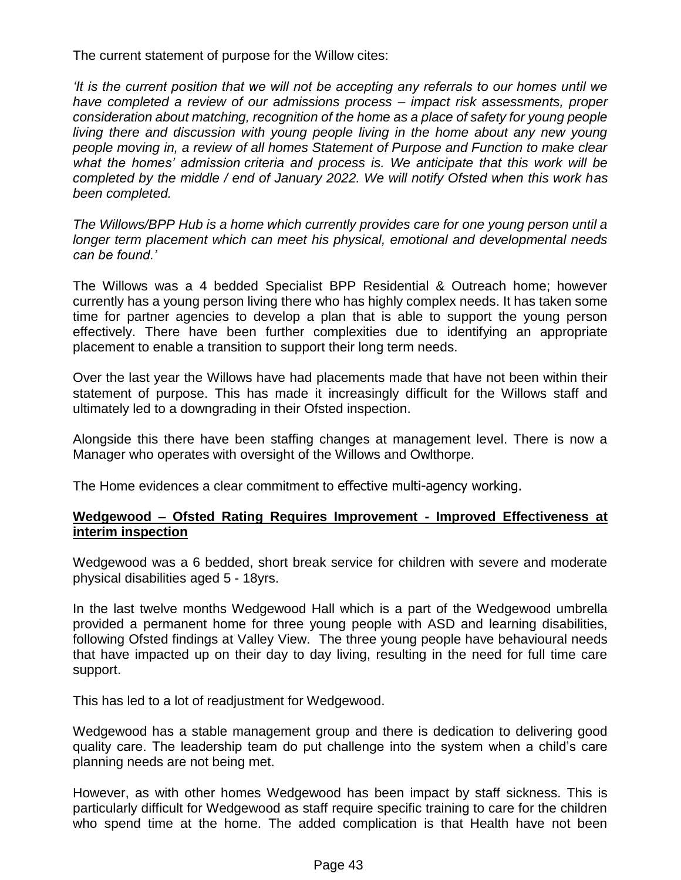The current statement of purpose for the Willow cites:

*'It is the current position that we will not be accepting any referrals to our homes until we have completed a review of our admissions process – impact risk assessments, proper consideration about matching, recognition of the home as a place of safety for young people living there and discussion with young people living in the home about any new young people moving in, a review of all homes Statement of Purpose and Function to make clear what the homes' admission criteria and process is. We anticipate that this work will be completed by the middle / end of January 2022. We will notify Ofsted when this work has been completed.*

*The Willows/BPP Hub is a home which currently provides care for one young person until a longer term placement which can meet his physical, emotional and developmental needs can be found.'*

The Willows was a 4 bedded Specialist BPP Residential & Outreach home; however currently has a young person living there who has highly complex needs. It has taken some time for partner agencies to develop a plan that is able to support the young person effectively. There have been further complexities due to identifying an appropriate placement to enable a transition to support their long term needs.

Over the last year the Willows have had placements made that have not been within their statement of purpose. This has made it increasingly difficult for the Willows staff and ultimately led to a downgrading in their Ofsted inspection.

Alongside this there have been staffing changes at management level. There is now a Manager who operates with oversight of the Willows and Owlthorpe.

The Home evidences a clear commitment to effective multi-agency working.

**Wedgewood – Ofsted Rating Requires Improvement - Improved Effectiveness at interim inspection**

Wedgewood was a 6 bedded, short break service for children with severe and moderate physical disabilities aged 5 - 18yrs.

In the last twelve months Wedgewood Hall which is a part of the Wedgewood umbrella provided a permanent home for three young people with ASD and learning disabilities, following Ofsted findings at Valley View. The three young people have behavioural needs that have impacted up on their day to day living, resulting in the need for full time care support.

This has led to a lot of readjustment for Wedgewood.

Wedgewood has a stable management group and there is dedication to delivering good quality care. The leadership team do put challenge into the system when a child's care planning needs are not being met.

However, as with other homes Wedgewood has been impact by staff sickness. This is particularly difficult for Wedgewood as staff require specific training to care for the children who spend time at the home. The added complication is that Health have not been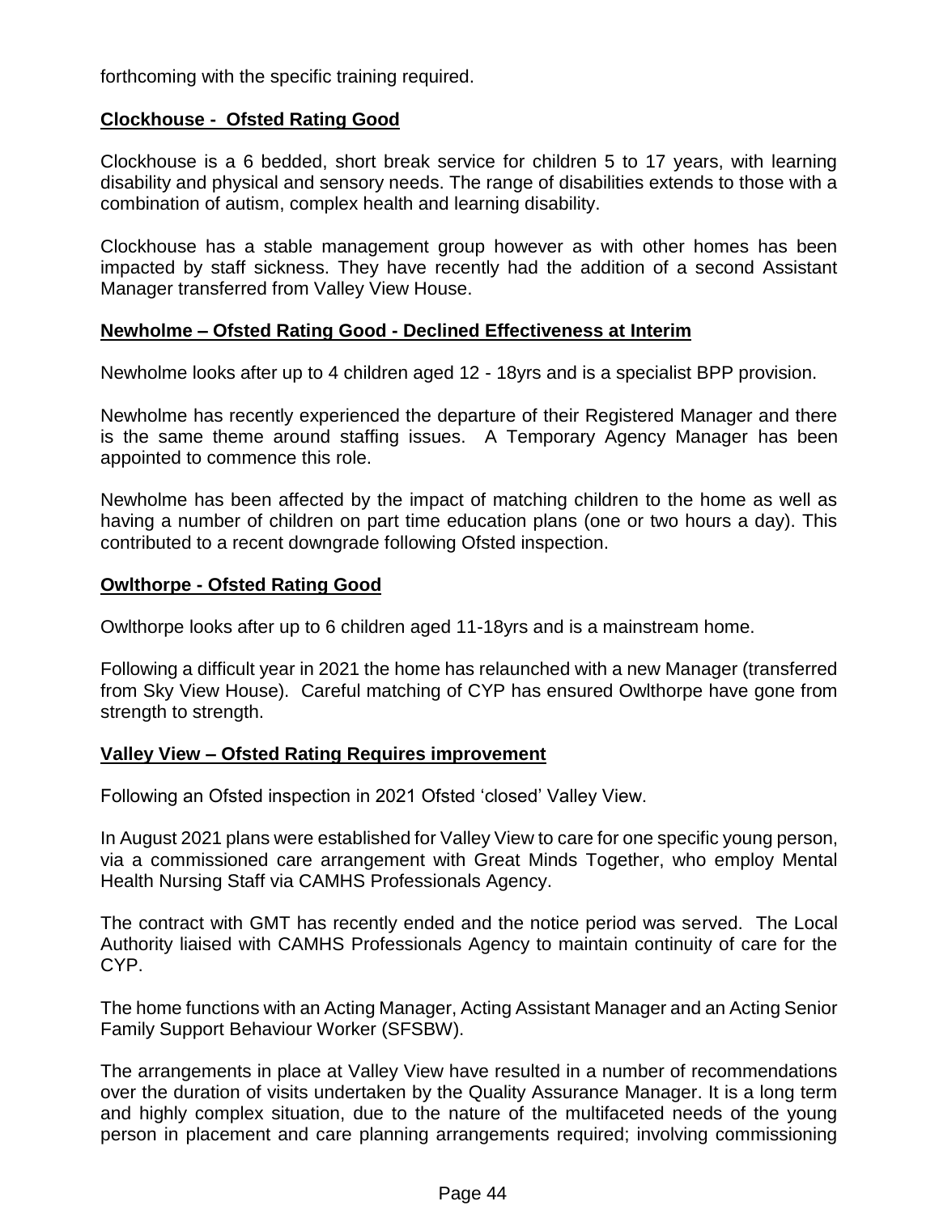forthcoming with the specific training required.

**Clockhouse - Ofsted Rating Good**

Clockhouse is a 6 bedded, short break service for children 5 to 17 years, with learning disability and physical and sensory needs. The range of disabilities extends to those with a combination of autism, complex health and learning disability.

Clockhouse has a stable management group however as with other homes has been impacted by staff sickness. They have recently had the addition of a second Assistant Manager transferred from Valley View House.

**Newholme – Ofsted Rating Good - Declined Effectiveness at Interim**

Newholme looks after up to 4 children aged 12 - 18yrs and is a specialist BPP provision.

Newholme has recently experienced the departure of their Registered Manager and there is the same theme around staffing issues. A Temporary Agency Manager has been appointed to commence this role.

Newholme has been affected by the impact of matching children to the home as well as having a number of children on part time education plans (one or two hours a day). This contributed to a recent downgrade following Ofsted inspection.

**Owlthorpe - Ofsted Rating Good**

Owlthorpe looks after up to 6 children aged 11-18yrs and is a mainstream home.

Following a difficult year in 2021 the home has relaunched with a new Manager (transferred from Sky View House). Careful matching of CYP has ensured Owlthorpe have gone from strength to strength.

**Valley View – Ofsted Rating Requires improvement**

Following an Ofsted inspection in 2021 Ofsted 'closed' Valley View.

In August 2021 plans were established for Valley View to care for one specific young person, via a commissioned care arrangement with Great Minds Together, who employ Mental Health Nursing Staff via CAMHS Professionals Agency.

The contract with GMT has recently ended and the notice period was served. The Local Authority liaised with CAMHS Professionals Agency to maintain continuity of care for the CYP.

The home functions with an Acting Manager, Acting Assistant Manager and an Acting Senior Family Support Behaviour Worker (SFSBW).

The arrangements in place at Valley View have resulted in a number of recommendations over the duration of visits undertaken by the Quality Assurance Manager. It is a long term and highly complex situation, due to the nature of the multifaceted needs of the young person in placement and care planning arrangements required; involving commissioning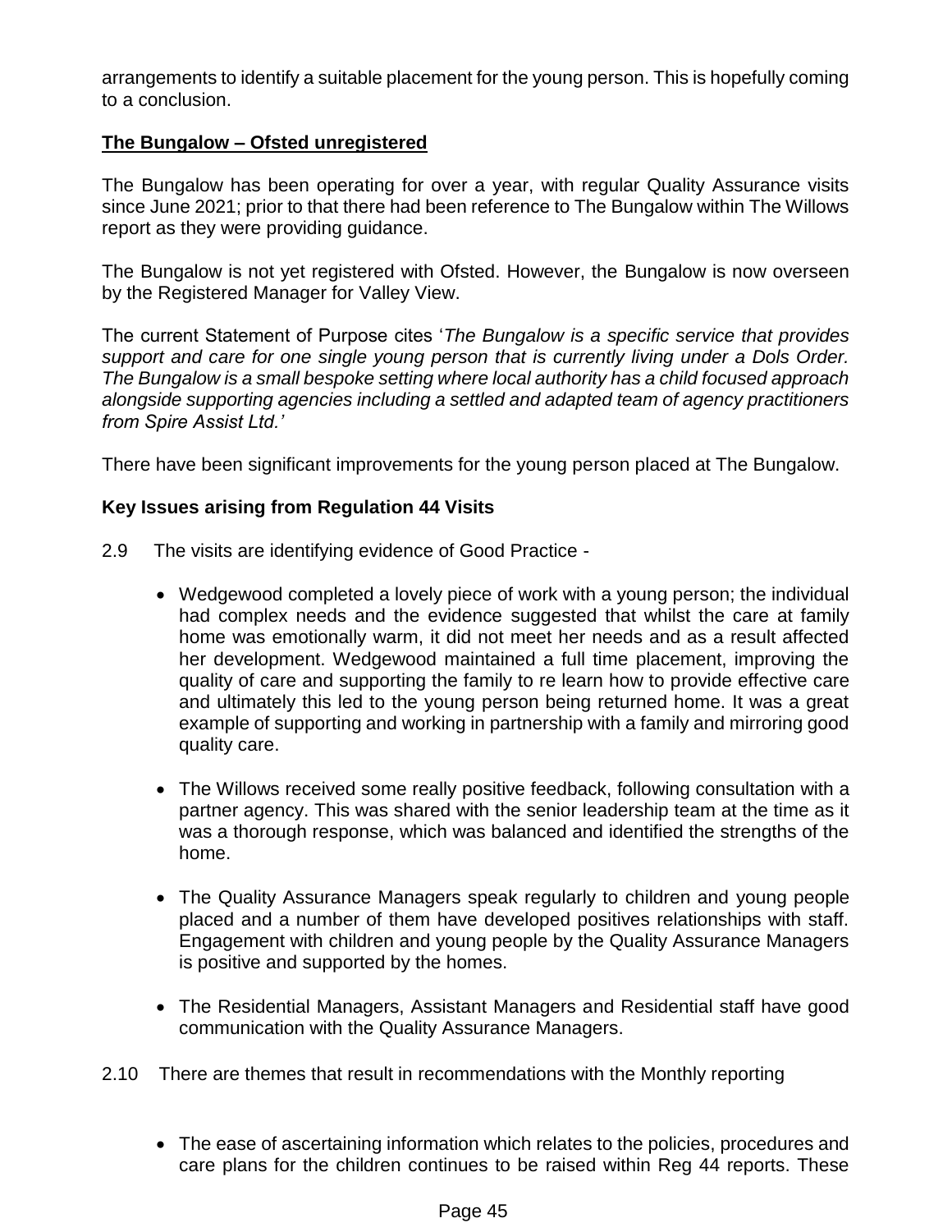arrangements to identify a suitable placement for the young person. This is hopefully coming to a conclusion.

**The Bungalow – Ofsted unregistered**

The Bungalow has been operating for over a year, with regular Quality Assurance visits since June 2021; prior to that there had been reference to The Bungalow within The Willows report as they were providing guidance.

The Bungalow is not yet registered with Ofsted. However, the Bungalow is now overseen by the Registered Manager for Valley View.

The current Statement of Purpose cites '*The Bungalow is a specific service that provides support and care for one single young person that is currently living under a Dols Order. The Bungalow is a small bespoke setting where local authority has a child focused approach alongside supporting agencies including a settled and adapted team of agency practitioners from Spire Assist Ltd.'*

There have been significant improvements for the young person placed at The Bungalow.

**Key Issues arising from Regulation 44 Visits**

2.9 The visits are identifying evidence of Good Practice -

- Wedgewood completed a lovely piece of work with a young person; the individual had complex needs and the evidence suggested that whilst the care at family home was emotionally warm, it did not meet her needs and as a result affected her development. Wedgewood maintained a full time placement, improving the quality of care and supporting the family to re learn how to provide effective care and ultimately this led to the young person being returned home. It was a great example of supporting and working in partnership with a family and mirroring good quality care.

- The Willows received some really positive feedback, following consultation with a partner agency. This was shared with the senior leadership team at the time as it was a thorough response, which was balanced and identified the strengths of the home.

- The Quality Assurance Managers speak regularly to children and young people placed and a number of them have developed positives relationships with staff. Engagement with children and young people by the Quality Assurance Managers is positive and supported by the homes.

- The Residential Managers, Assistant Managers and Residential staff have good communication with the Quality Assurance Managers.

2.10 There are themes that result in recommendations with the Monthly reporting

- The ease of ascertaining information which relates to the policies, procedures and care plans for the children continues to be raised within Reg 44 reports. These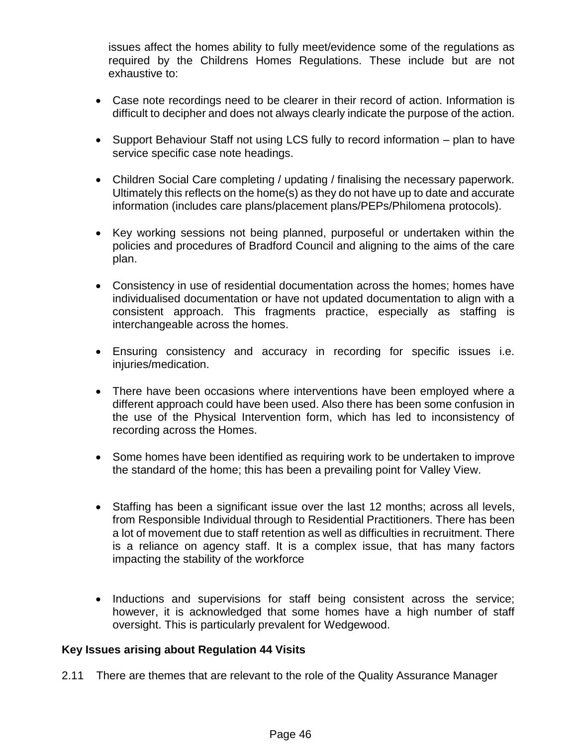issues affect the homes ability to fully meet/evidence some of the regulations as required by the Childrens Homes Regulations. These include but are not exhaustive to:

- Case note recordings need to be clearer in their record of action. Information is difficult to decipher and does not always clearly indicate the purpose of the action.
- Support Behaviour Staff not using LCS fully to record information – plan to have service specific case note headings.
- Children Social Care completing / updating / finalising the necessary paperwork. Ultimately this reflects on the home(s) as they do not have up to date and accurate information (includes care plans/placement plans/PEPs/Philomena protocols).
- Key working sessions not being planned, purposeful or undertaken within the policies and procedures of Bradford Council and aligning to the aims of the care plan.
- Consistency in use of residential documentation across the homes; homes have individualised documentation or have not updated documentation to align with a consistent approach. This fragments practice, especially as staffing is interchangeable across the homes.
- Ensuring consistency and accuracy in recording for specific issues i.e. injuries/medication.
- There have been occasions where interventions have been employed where a different approach could have been used. Also there has been some confusion in the use of the Physical Intervention form, which has led to inconsistency of recording across the Homes.
- Some homes have been identified as requiring work to be undertaken to improve the standard of the home; this has been a prevailing point for Valley View.
- Staffing has been a significant issue over the last 12 months; across all levels, from Responsible Individual through to Residential Practitioners. There has been a lot of movement due to staff retention as well as difficulties in recruitment. There is a reliance on agency staff. It is a complex issue, that has many factors impacting the stability of the workforce
- Inductions and supervisions for staff being consistent across the service; however, it is acknowledged that some homes have a high number of staff oversight. This is particularly prevalent for Wedgewood.

**Key Issues arising about Regulation 44 Visits**

2.11 There are themes that are relevant to the role of the Quality Assurance Manager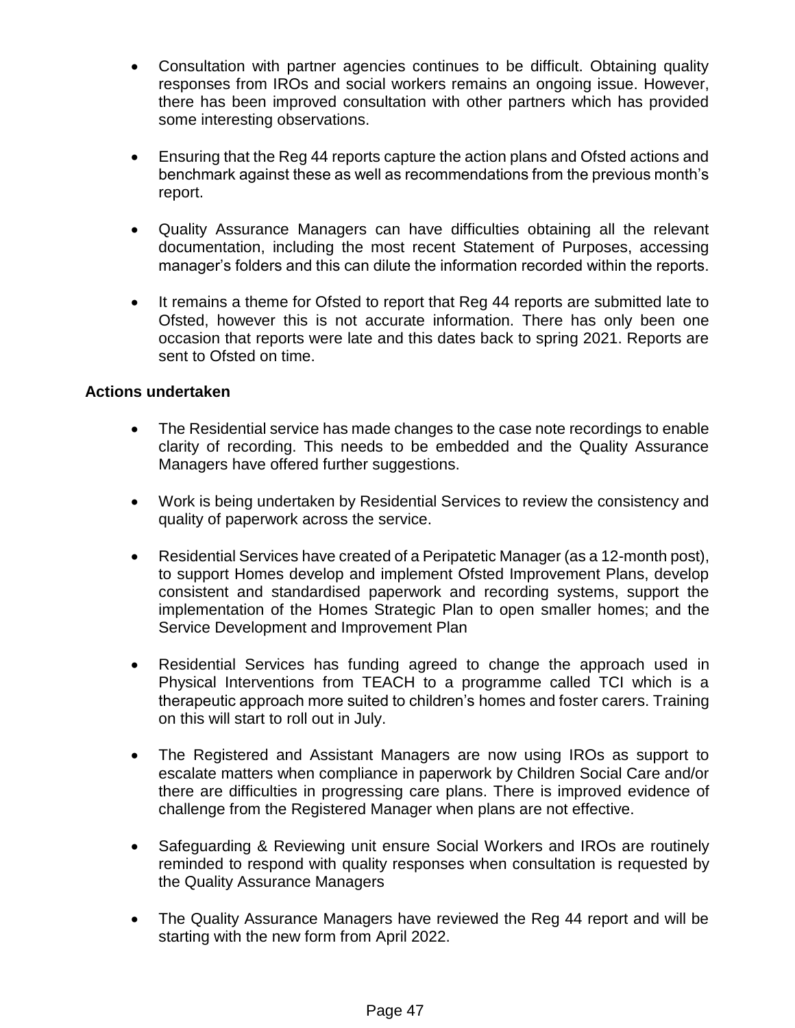- Consultation with partner agencies continues to be difficult. Obtaining quality responses from IROs and social workers remains an ongoing issue. However, there has been improved consultation with other partners which has provided some interesting observations.

- Ensuring that the Reg 44 reports capture the action plans and Ofsted actions and benchmark against these as well as recommendations from the previous month's report.

- Quality Assurance Managers can have difficulties obtaining all the relevant documentation, including the most recent Statement of Purposes, accessing manager's folders and this can dilute the information recorded within the reports.

- It remains a theme for Ofsted to report that Reg 44 reports are submitted late to Ofsted, however this is not accurate information. There has only been one occasion that reports were late and this dates back to spring 2021. Reports are sent to Ofsted on time.

**Actions undertaken**

- The Residential service has made changes to the case note recordings to enable clarity of recording. This needs to be embedded and the Quality Assurance Managers have offered further suggestions.

- Work is being undertaken by Residential Services to review the consistency and quality of paperwork across the service.

- Residential Services have created of a Peripatetic Manager (as a 12-month post), to support Homes develop and implement Ofsted Improvement Plans, develop consistent and standardised paperwork and recording systems, support the implementation of the Homes Strategic Plan to open smaller homes; and the Service Development and Improvement Plan

- Residential Services has funding agreed to change the approach used in Physical Interventions from TEACH to a programme called TCI which is a therapeutic approach more suited to children's homes and foster carers. Training on this will start to roll out in July.

- The Registered and Assistant Managers are now using IROs as support to escalate matters when compliance in paperwork by Children Social Care and/or there are difficulties in progressing care plans. There is improved evidence of challenge from the Registered Manager when plans are not effective.

- Safeguarding & Reviewing unit ensure Social Workers and IROs are routinely reminded to respond with quality responses when consultation is requested by the Quality Assurance Managers

- The Quality Assurance Managers have reviewed the Reg 44 report and will be starting with the new form from April 2022.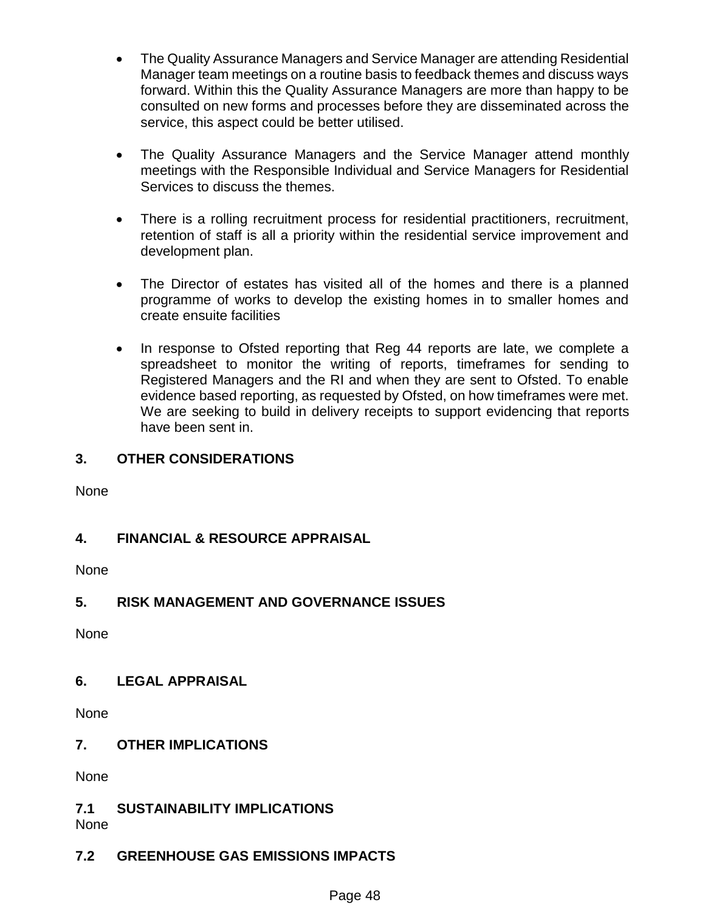- The Quality Assurance Managers and Service Manager are attending Residential Manager team meetings on a routine basis to feedback themes and discuss ways forward. Within this the Quality Assurance Managers are more than happy to be consulted on new forms and processes before they are disseminated across the service, this aspect could be better utilised.

- The Quality Assurance Managers and the Service Manager attend monthly meetings with the Responsible Individual and Service Managers for Residential Services to discuss the themes.

- There is a rolling recruitment process for residential practitioners, recruitment, retention of staff is all a priority within the residential service improvement and development plan.

- The Director of estates has visited all of the homes and there is a planned programme of works to develop the existing homes in to smaller homes and create ensuite facilities

- In response to Ofsted reporting that Reg 44 reports are late, we complete a spreadsheet to monitor the writing of reports, timeframes for sending to Registered Managers and the RI and when they are sent to Ofsted. To enable evidence based reporting, as requested by Ofsted, on how timeframes were met. We are seeking to build in delivery receipts to support evidencing that reports have been sent in.

## 3. OTHER CONSIDERATIONS

None

## 4. FINANCIAL & RESOURCE APPRAISAL

None

## 5. RISK MANAGEMENT AND GOVERNANCE ISSUES

None

## 6. LEGAL APPRAISAL

None

## 7. OTHER IMPLICATIONS

None

### 7.1 SUSTAINABILITY IMPLICATIONS

None

### 7.2 GREENHOUSE GAS EMISSIONS IMPACTS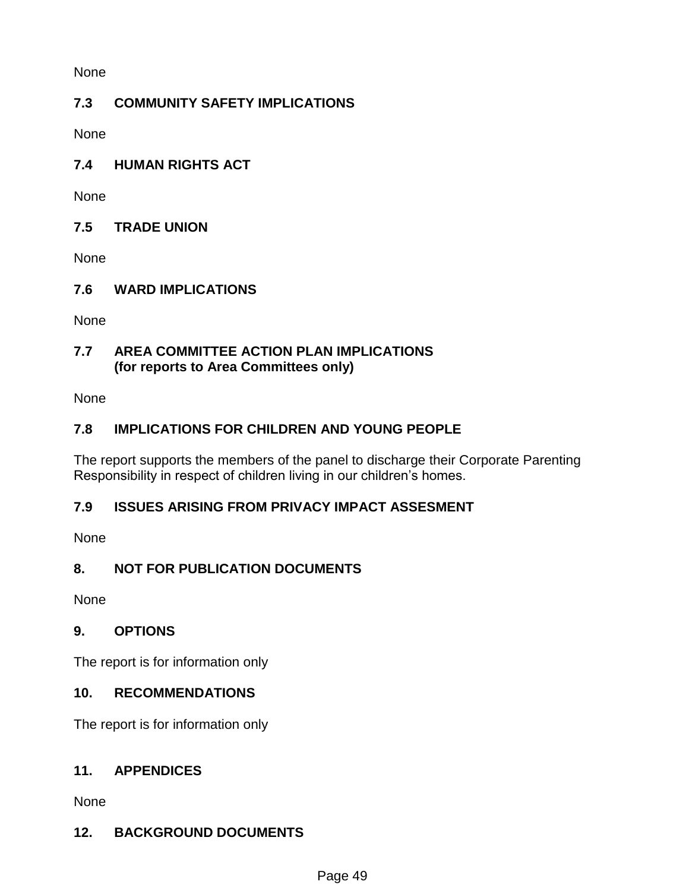None

### 7.3 COMMUNITY SAFETY IMPLICATIONS

None

### 7.4 HUMAN RIGHTS ACT

None

### 7.5 TRADE UNION

None

### 7.6 WARD IMPLICATIONS

None

### 7.7 AREA COMMITTEE ACTION PLAN IMPLICATIONS (for reports to Area Committees only)

None

### 7.8 IMPLICATIONS FOR CHILDREN AND YOUNG PEOPLE

The report supports the members of the panel to discharge their Corporate Parenting Responsibility in respect of children living in our children's homes.

### 7.9 ISSUES ARISING FROM PRIVACY IMPACT ASSESEMENT

None

## 8. NOT FOR PUBLICATION DOCUMENTS

None

## 9. OPTIONS

The report is for information only

## 10. RECOMMENDATIONS

The report is for information only

## 11. APPENDICES

None

## 12. BACKGROUND DOCUMENTS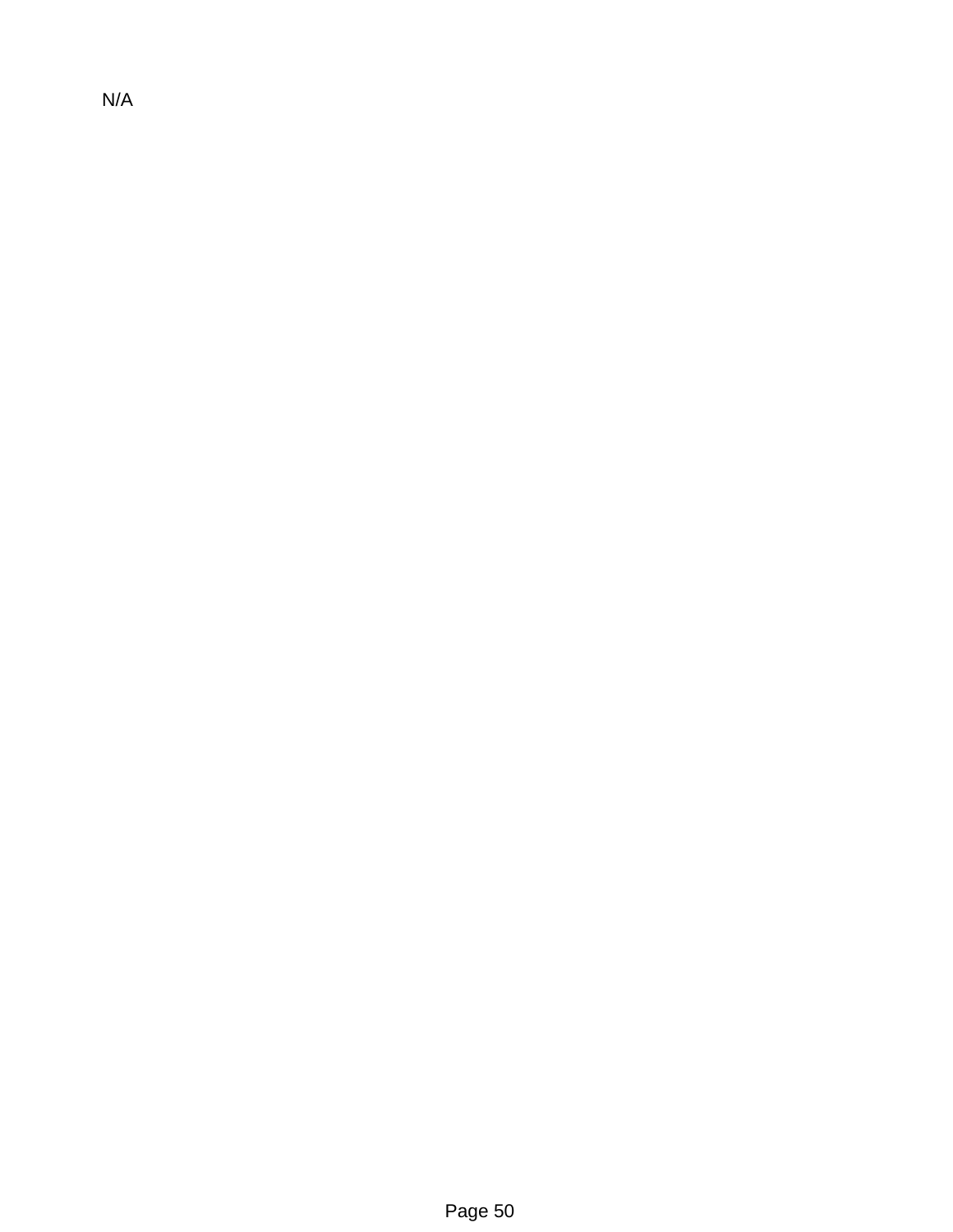N/A